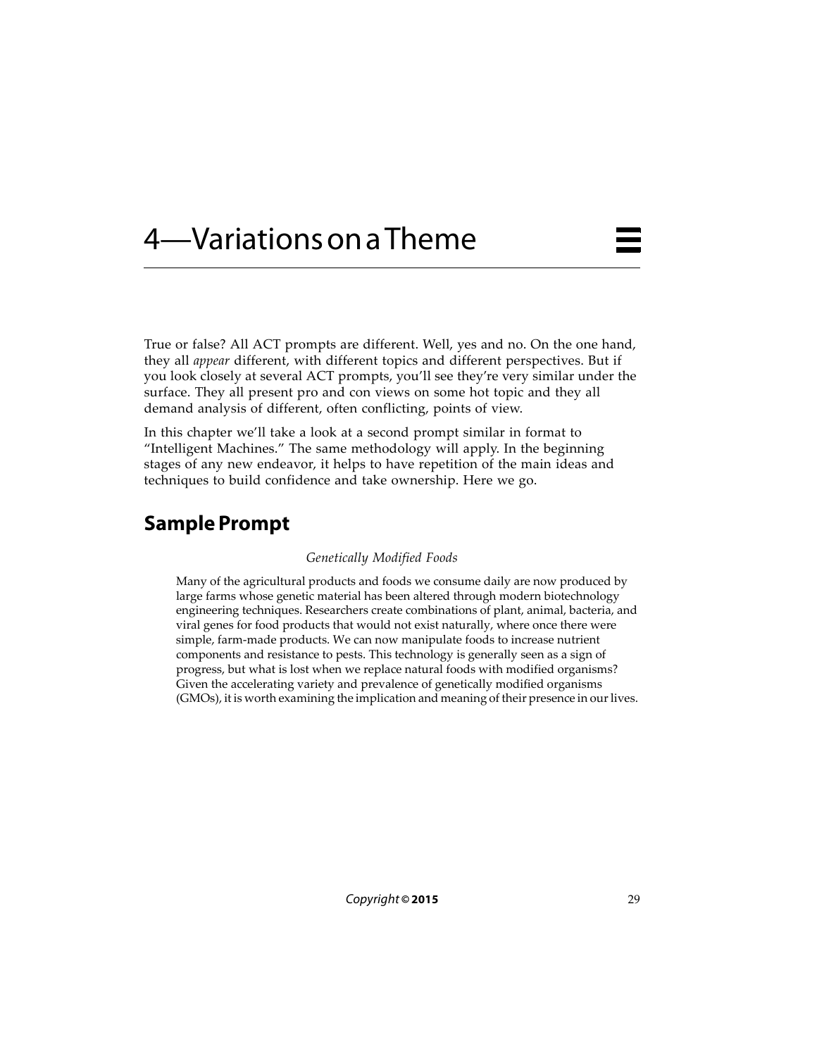# 4—Variations on a Theme

True or false? All ACT prompts are different. Well, yes and no. On the one hand, they all *appear* different, with different topics and different perspectives. But if you look closely at several ACT prompts, you'll see they're very similar under the surface. They all present pro and con views on some hot topic and they all demand analysis of different, often conflicting, points of view.

In this chapter we'll take a look at a second prompt similar in format to "Intelligent Machines." The same methodology will apply. In the beginning stages of any new endeavor, it helps to have repetition of the main ideas and techniques to build confidence and take ownership. Here we go.

## Sample Prompt

*Genetically Modified Foods*

> Many of the agricultural products and foods we consume daily are now produced by large farms whose genetic material has been altered through modern biotechnology engineering techniques. Researchers create combinations of plant, animal, bacteria, and viral genes for food products that would not exist naturally, where once there were simple, farm-made products. We can now manipulate foods to increase nutrient components and resistance to pests. This technology is generally seen as a sign of progress, but what is lost when we replace natural foods with modified organisms? Given the accelerating variety and prevalence of genetically modified organisms (GMOs), it is worth examining the implication and meaning of their presence in our lives.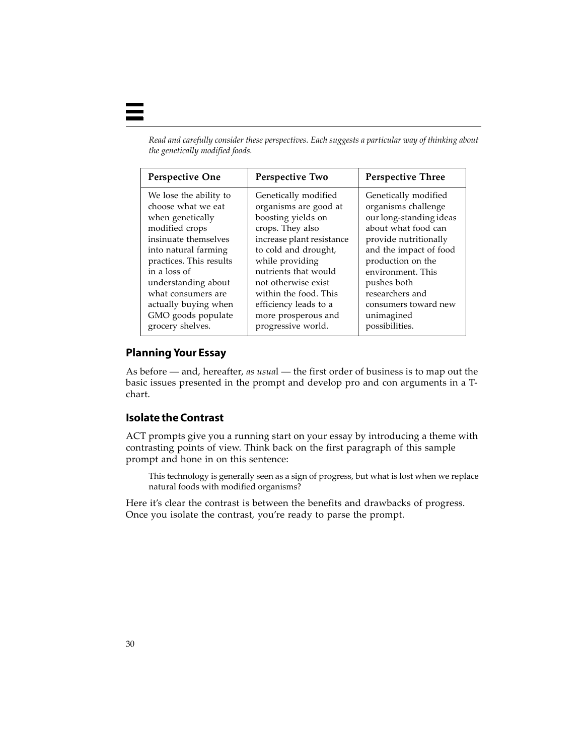*Read and carefully consider these perspectives. Each suggests a particular way of thinking about the genetically modified foods.*

| Perspective One | Perspective Two | Perspective Three |
| --- | --- | --- |
| We lose the ability to choose what we eat when genetically modified crops insinuate themselves into natural farming practices. This results in a loss of understanding about what consumers are actually buying when GMO goods populate grocery shelves. | Genetically modified organisms are good at boosting yields on crops. They also increase plant resistance to cold and drought, while providing nutrients that would not otherwise exist within the food. This efficiency leads to a more prosperous and progressive world. | Genetically modified organisms challenge our long-standing ideas about what food can provide nutritionally and the impact of food production on the environment. This pushes both researchers and consumers toward new unimagined possibilities. |

## Planning Your Essay

As before — and, hereafter, *as usua*l — the first order of business is to map out the basic issues presented in the prompt and develop pro and con arguments in a T-chart.

## Isolate the Contrast

ACT prompts give you a running start on your essay by introducing a theme with contrasting points of view. Think back on the first paragraph of this sample prompt and hone in on this sentence:

> This technology is generally seen as a sign of progress, but what is lost when we replace natural foods with modified organisms?

Here it's clear the contrast is between the benefits and drawbacks of progress. Once you isolate the contrast, you're ready to parse the prompt.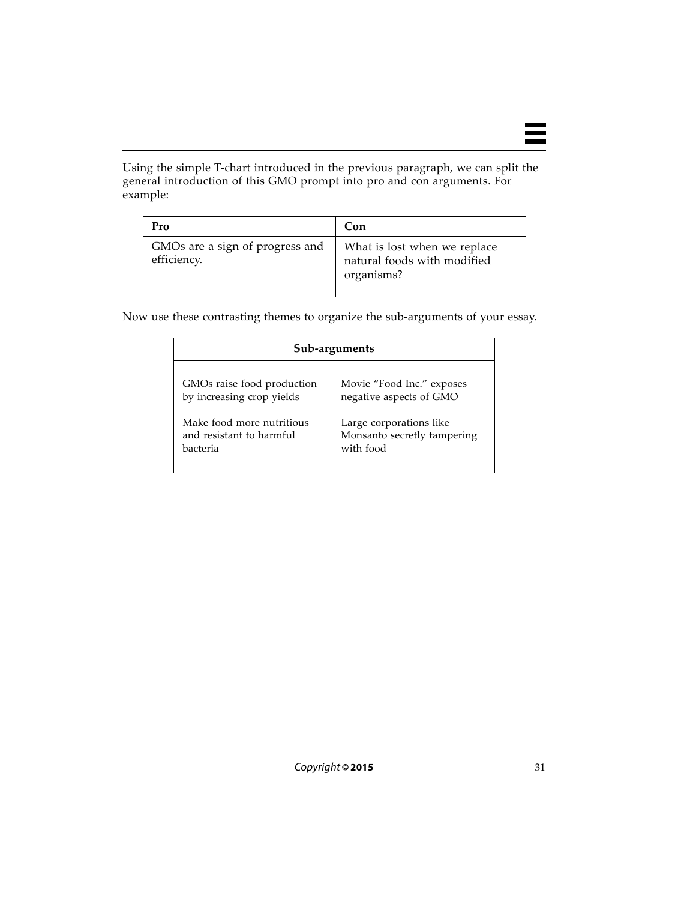Using the simple T-chart introduced in the previous paragraph, we can split the general introduction of this GMO prompt into pro and con arguments. For example:

| Pro | Con |
| --- | --- |
| GMOs are a sign of progress and efficiency. | What is lost when we replace natural foods with modified organisms? |

Now use these contrasting themes to organize the sub-arguments of your essay.

| Sub-arguments | |
| --- | --- |
| GMOs raise food production by increasing crop yields | Movie “Food Inc.” exposes negative aspects of GMO |
| Make food more nutritious and resistant to harmful bacteria | Large corporations like Monsanto secretly tampering with food |

*Copyright* © **2015**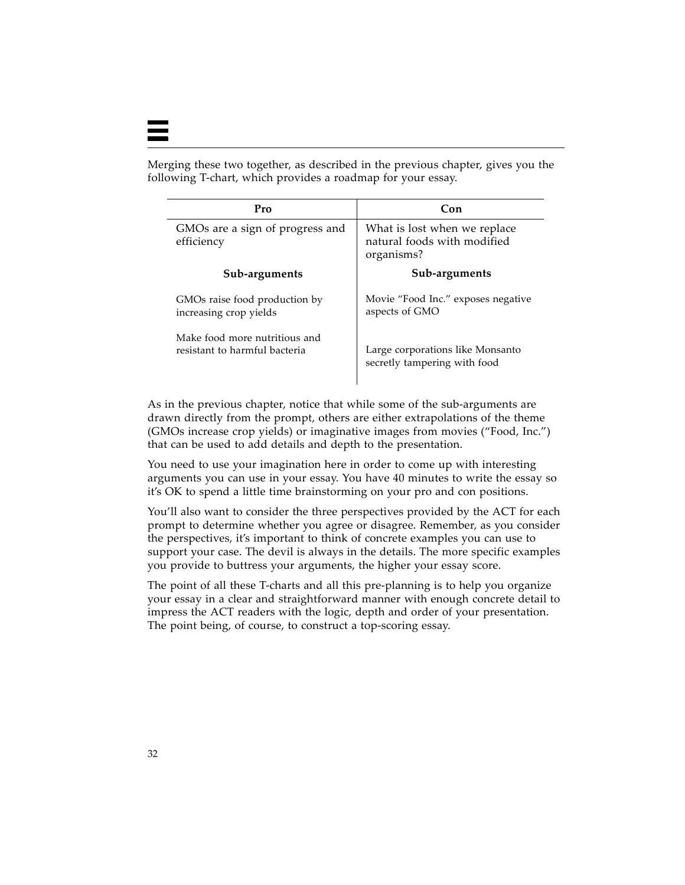Merging these two together, as described in the previous chapter, gives you the following T-chart, which provides a roadmap for your essay.

| Pro | Con |
|---|---|
| GMOs are a sign of progress and efficiency | What is lost when we replace natural foods with modified organisms? |
| **Sub-arguments** | **Sub-arguments** |
| GMOs raise food production by increasing crop yields | Movie "Food Inc." exposes negative aspects of GMO |
| Make food more nutritious and resistant to harmful bacteria | Large corporations like Monsanto secretly tampering with food |

As in the previous chapter, notice that while some of the sub-arguments are drawn directly from the prompt, others are either extrapolations of the theme (GMOs increase crop yields) or imaginative images from movies ("Food, Inc.") that can be used to add details and depth to the presentation.

You need to use your imagination here in order to come up with interesting arguments you can use in your essay. You have 40 minutes to write the essay so it's OK to spend a little time brainstorming on your pro and con positions.

You'll also want to consider the three perspectives provided by the ACT for each prompt to determine whether you agree or disagree. Remember, as you consider the perspectives, it's important to think of concrete examples you can use to support your case. The devil is always in the details. The more specific examples you provide to buttress your arguments, the higher your essay score.

The point of all these T-charts and all this pre-planning is to help you organize your essay in a clear and straightforward manner with enough concrete detail to impress the ACT readers with the logic, depth and order of your presentation. The point being, of course, to construct a top-scoring essay.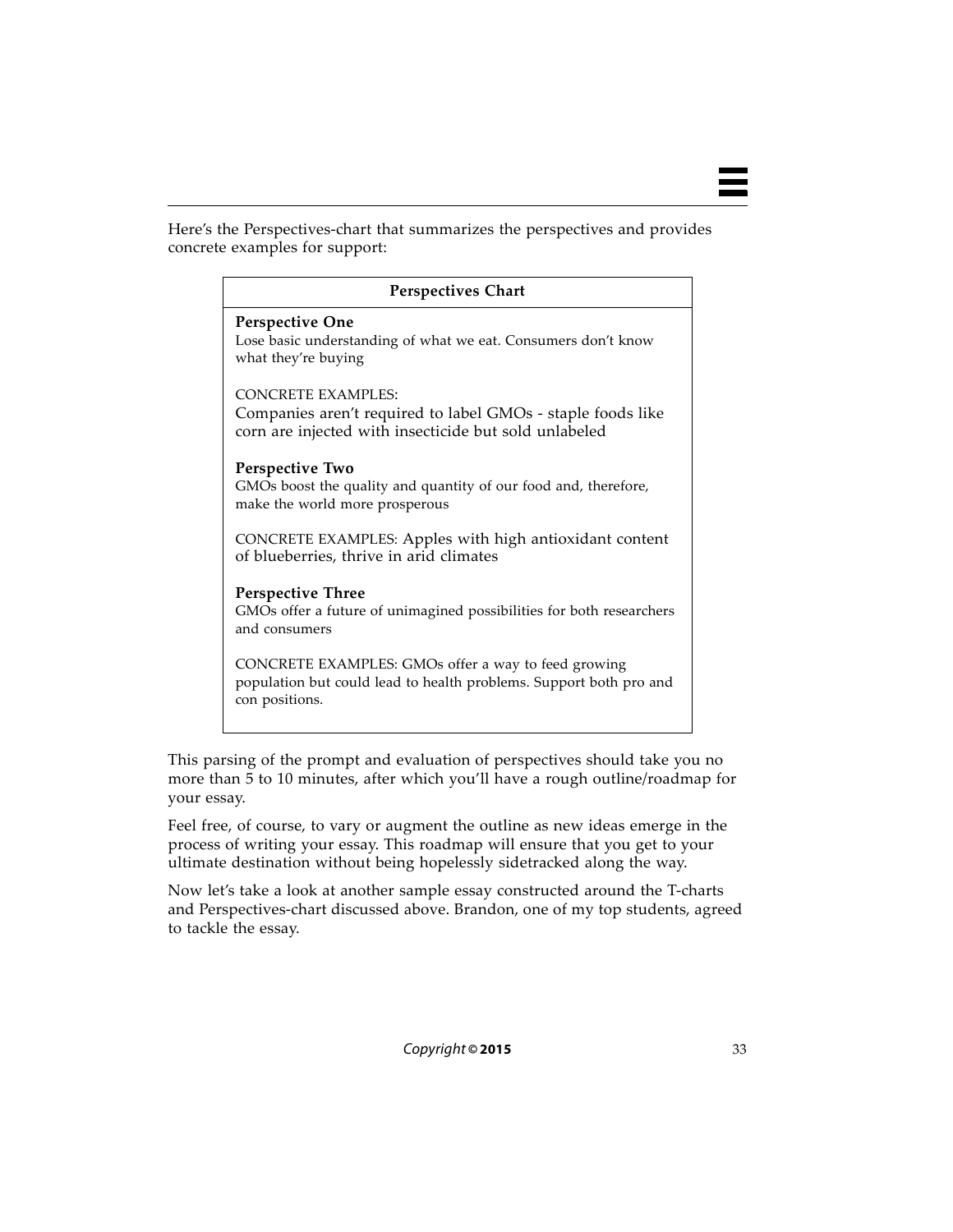Here's the Perspectives-chart that summarizes the perspectives and provides concrete examples for support:

| Perspectives Chart |
|---|
| **Perspective One**<br>Lose basic understanding of what we eat. Consumers don't know what they're buying<br><br>CONCRETE EXAMPLES:<br>Companies aren't required to label GMOs - staple foods like corn are injected with insecticide but sold unlabeled<br><br>**Perspective Two**<br>GMOs boost the quality and quantity of our food and, therefore, make the world more prosperous<br><br>CONCRETE EXAMPLES: Apples with high antioxidant content of blueberries, thrive in arid climates<br><br>**Perspective Three**<br>GMOs offer a future of unimagined possibilities for both researchers and consumers<br><br>CONCRETE EXAMPLES: GMOs offer a way to feed growing population but could lead to health problems. Support both pro and con positions. |

This parsing of the prompt and evaluation of perspectives should take you no more than 5 to 10 minutes, after which you'll have a rough outline/roadmap for your essay.

Feel free, of course, to vary or augment the outline as new ideas emerge in the process of writing your essay. This roadmap will ensure that you get to your ultimate destination without being hopelessly sidetracked along the way.

Now let's take a look at another sample essay constructed around the T-charts and Perspectives-chart discussed above. Brandon, one of my top students, agreed to tackle the essay.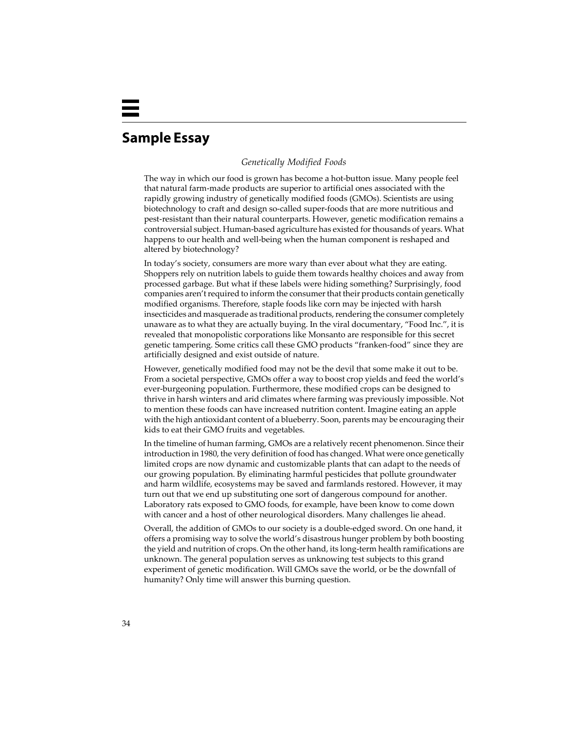## Sample Essay

*Genetically Modified Foods*

The way in which our food is grown has become a hot-button issue. Many people feel that natural farm-made products are superior to artificial ones associated with the rapidly growing industry of genetically modified foods (GMOs). Scientists are using biotechnology to craft and design so-called super-foods that are more nutritious and pest-resistant than their natural counterparts. However, genetic modification remains a controversial subject. Human-based agriculture has existed for thousands of years. What happens to our health and well-being when the human component is reshaped and altered by biotechnology?

In today's society, consumers are more wary than ever about what they are eating. Shoppers rely on nutrition labels to guide them towards healthy choices and away from processed garbage. But what if these labels were hiding something? Surprisingly, food companies aren't required to inform the consumer that their products contain genetically modified organisms. Therefore, staple foods like corn may be injected with harsh insecticides and masquerade as traditional products, rendering the consumer completely unaware as to what they are actually buying. In the viral documentary, "Food Inc.", it is revealed that monopolistic corporations like Monsanto are responsible for this secret genetic tampering. Some critics call these GMO products "franken-food" since they are artificially designed and exist outside of nature.

However, genetically modified food may not be the devil that some make it out to be. From a societal perspective, GMOs offer a way to boost crop yields and feed the world's ever-burgeoning population. Furthermore, these modified crops can be designed to thrive in harsh winters and arid climates where farming was previously impossible. Not to mention these foods can have increased nutrition content. Imagine eating an apple with the high antioxidant content of a blueberry. Soon, parents may be encouraging their kids to eat their GMO fruits and vegetables.

In the timeline of human farming, GMOs are a relatively recent phenomenon. Since their introduction in 1980, the very definition of food has changed. What were once genetically limited crops are now dynamic and customizable plants that can adapt to the needs of our growing population. By eliminating harmful pesticides that pollute groundwater and harm wildlife, ecosystems may be saved and farmlands restored. However, it may turn out that we end up substituting one sort of dangerous compound for another. Laboratory rats exposed to GMO foods, for example, have been know to come down with cancer and a host of other neurological disorders. Many challenges lie ahead.

Overall, the addition of GMOs to our society is a double-edged sword. On one hand, it offers a promising way to solve the world's disastrous hunger problem by both boosting the yield and nutrition of crops. On the other hand, its long-term health ramifications are unknown. The general population serves as unknowing test subjects to this grand experiment of genetic modification. Will GMOs save the world, or be the downfall of humanity? Only time will answer this burning question.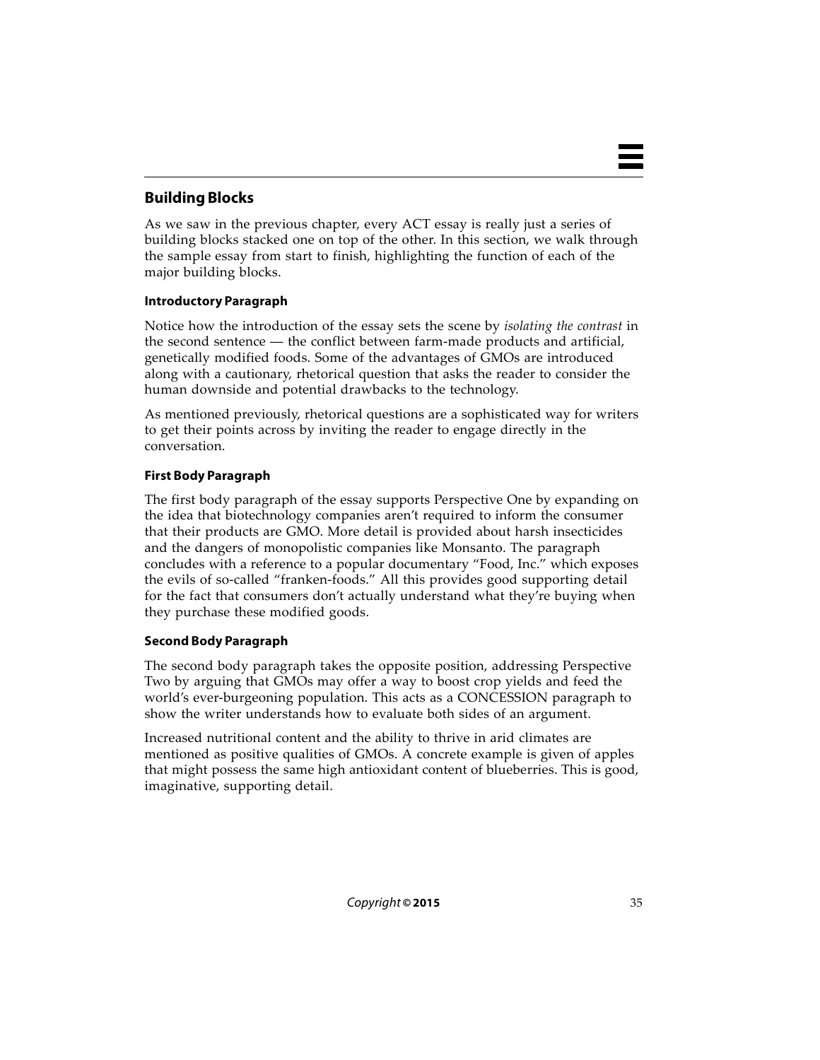## Building Blocks

As we saw in the previous chapter, every ACT essay is really just a series of building blocks stacked one on top of the other. In this section, we walk through the sample essay from start to finish, highlighting the function of each of the major building blocks.

### Introductory Paragraph

Notice how the introduction of the essay sets the scene by *isolating the contrast* in the second sentence — the conflict between farm-made products and artificial, genetically modified foods. Some of the advantages of GMOs are introduced along with a cautionary, rhetorical question that asks the reader to consider the human downside and potential drawbacks to the technology.

As mentioned previously, rhetorical questions are a sophisticated way for writers to get their points across by inviting the reader to engage directly in the conversation.

### First Body Paragraph

The first body paragraph of the essay supports Perspective One by expanding on the idea that biotechnology companies aren't required to inform the consumer that their products are GMO. More detail is provided about harsh insecticides and the dangers of monopolistic companies like Monsanto. The paragraph concludes with a reference to a popular documentary "Food, Inc." which exposes the evils of so-called "franken-foods." All this provides good supporting detail for the fact that consumers don't actually understand what they're buying when they purchase these modified goods.

### Second Body Paragraph

The second body paragraph takes the opposite position, addressing Perspective Two by arguing that GMOs may offer a way to boost crop yields and feed the world's ever-burgeoning population. This acts as a CONCESSION paragraph to show the writer understands how to evaluate both sides of an argument.

Increased nutritional content and the ability to thrive in arid climates are mentioned as positive qualities of GMOs. A concrete example is given of apples that might possess the same high antioxidant content of blueberries. This is good, imaginative, supporting detail.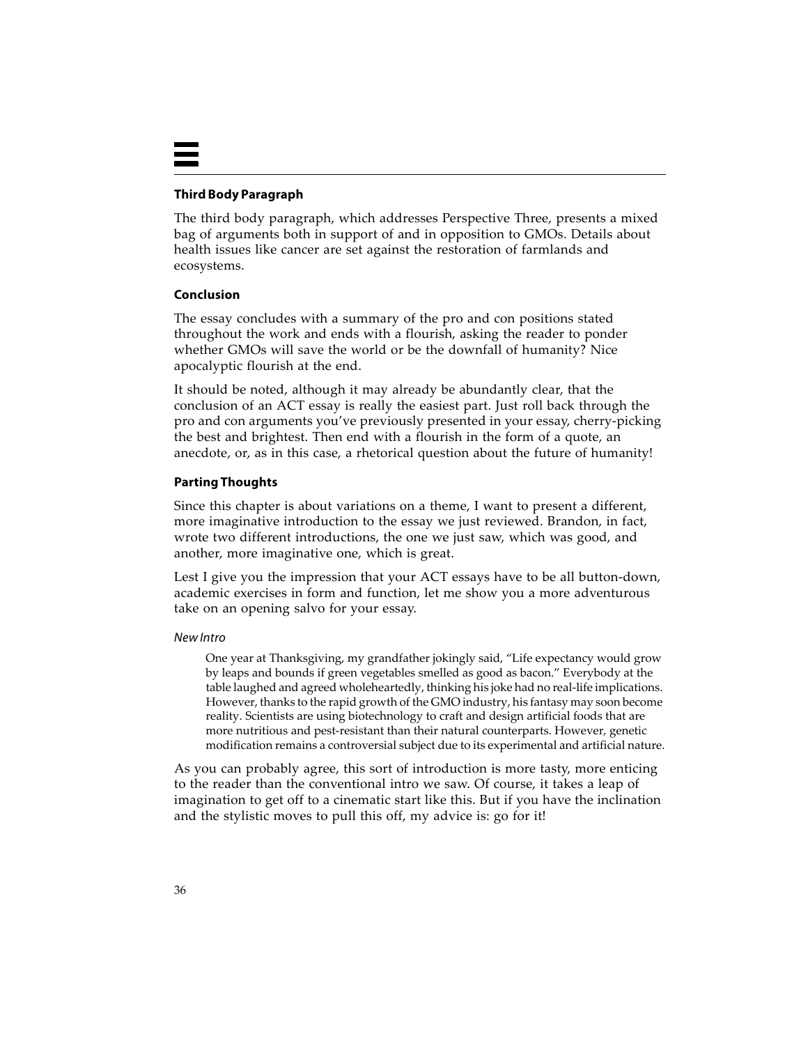### Third Body Paragraph

The third body paragraph, which addresses Perspective Three, presents a mixed bag of arguments both in support of and in opposition to GMOs. Details about health issues like cancer are set against the restoration of farmlands and ecosystems.

### Conclusion

The essay concludes with a summary of the pro and con positions stated throughout the work and ends with a flourish, asking the reader to ponder whether GMOs will save the world or be the downfall of humanity? Nice apocalyptic flourish at the end.

It should be noted, although it may already be abundantly clear, that the conclusion of an ACT essay is really the easiest part. Just roll back through the pro and con arguments you've previously presented in your essay, cherry-picking the best and brightest. Then end with a flourish in the form of a quote, an anecdote, or, as in this case, a rhetorical question about the future of humanity!

### Parting Thoughts

Since this chapter is about variations on a theme, I want to present a different, more imaginative introduction to the essay we just reviewed. Brandon, in fact, wrote two different introductions, the one we just saw, which was good, and another, more imaginative one, which is great.

Lest I give you the impression that your ACT essays have to be all button-down, academic exercises in form and function, let me show you a more adventurous take on an opening salvo for your essay.

*New Intro*

> One year at Thanksgiving, my grandfather jokingly said, "Life expectancy would grow by leaps and bounds if green vegetables smelled as good as bacon." Everybody at the table laughed and agreed wholeheartedly, thinking his joke had no real-life implications. However, thanks to the rapid growth of the GMO industry, his fantasy may soon become reality. Scientists are using biotechnology to craft and design artificial foods that are more nutritious and pest-resistant than their natural counterparts. However, genetic modification remains a controversial subject due to its experimental and artificial nature.

As you can probably agree, this sort of introduction is more tasty, more enticing to the reader than the conventional intro we saw. Of course, it takes a leap of imagination to get off to a cinematic start like this. But if you have the inclination and the stylistic moves to pull this off, my advice is: go for it!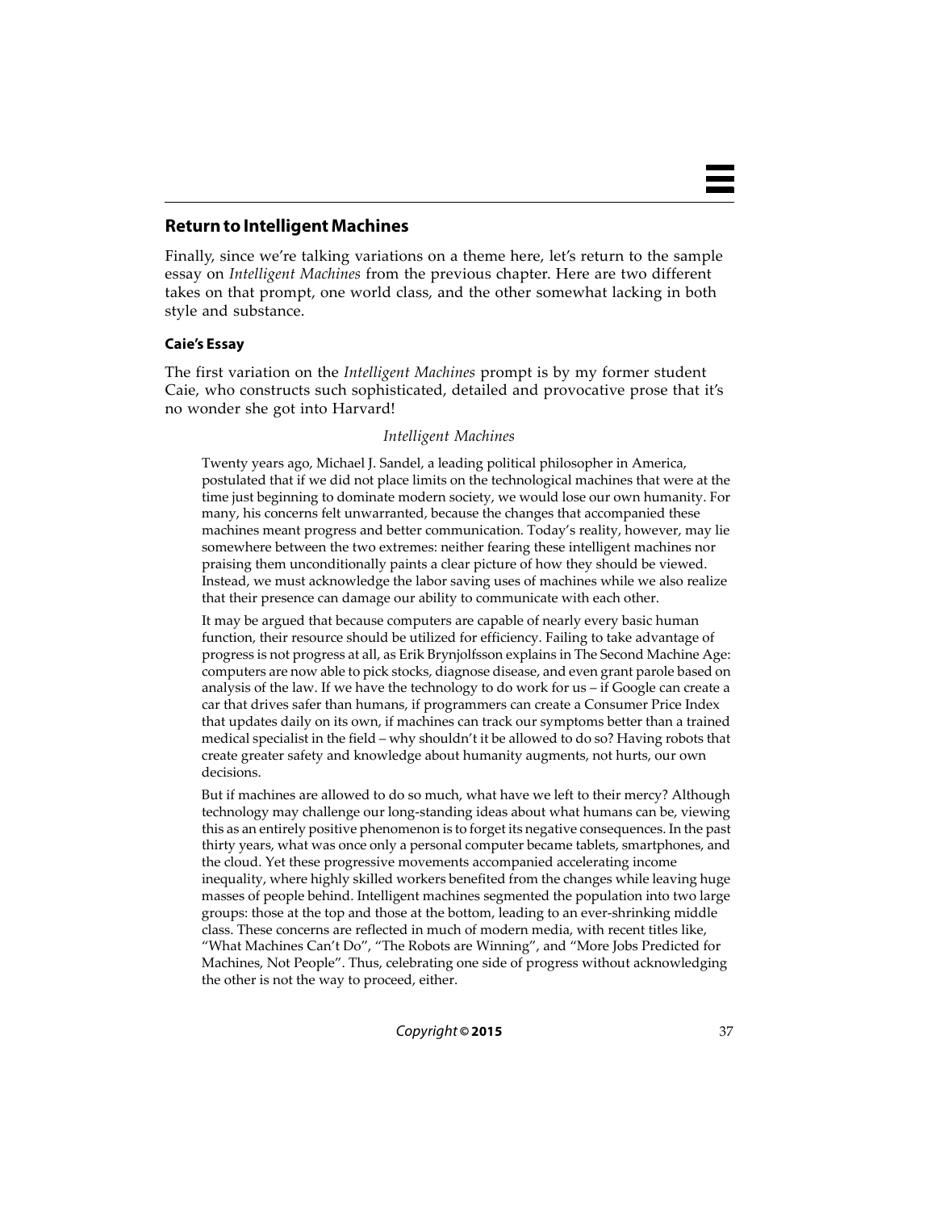## Return to Intelligent Machines

Finally, since we're talking variations on a theme here, let's return to the sample essay on *Intelligent Machines* from the previous chapter. Here are two different takes on that prompt, one world class, and the other somewhat lacking in both style and substance.

### Caie's Essay

The first variation on the *Intelligent Machines* prompt is by my former student Caie, who constructs such sophisticated, detailed and provocative prose that it's no wonder she got into Harvard!

> *Intelligent Machines*
>
> Twenty years ago, Michael J. Sandel, a leading political philosopher in America, postulated that if we did not place limits on the technological machines that were at the time just beginning to dominate modern society, we would lose our own humanity. For many, his concerns felt unwarranted, because the changes that accompanied these machines meant progress and better communication. Today's reality, however, may lie somewhere between the two extremes: neither fearing these intelligent machines nor praising them unconditionally paints a clear picture of how they should be viewed. Instead, we must acknowledge the labor saving uses of machines while we also realize that their presence can damage our ability to communicate with each other.
>
> It may be argued that because computers are capable of nearly every basic human function, their resource should be utilized for efficiency. Failing to take advantage of progress is not progress at all, as Erik Brynjolfsson explains in The Second Machine Age: computers are now able to pick stocks, diagnose disease, and even grant parole based on analysis of the law. If we have the technology to do work for us – if Google can create a car that drives safer than humans, if programmers can create a Consumer Price Index that updates daily on its own, if machines can track our symptoms better than a trained medical specialist in the field – why shouldn't it be allowed to do so? Having robots that create greater safety and knowledge about humanity augments, not hurts, our own decisions.
>
> But if machines are allowed to do so much, what have we left to their mercy? Although technology may challenge our long-standing ideas about what humans can be, viewing this as an entirely positive phenomenon is to forget its negative consequences. In the past thirty years, what was once only a personal computer became tablets, smartphones, and the cloud. Yet these progressive movements accompanied accelerating income inequality, where highly skilled workers benefited from the changes while leaving huge masses of people behind. Intelligent machines segmented the population into two large groups: those at the top and those at the bottom, leading to an ever-shrinking middle class. These concerns are reflected in much of modern media, with recent titles like, "What Machines Can't Do", "The Robots are Winning", and "More Jobs Predicted for Machines, Not People". Thus, celebrating one side of progress without acknowledging the other is not the way to proceed, either.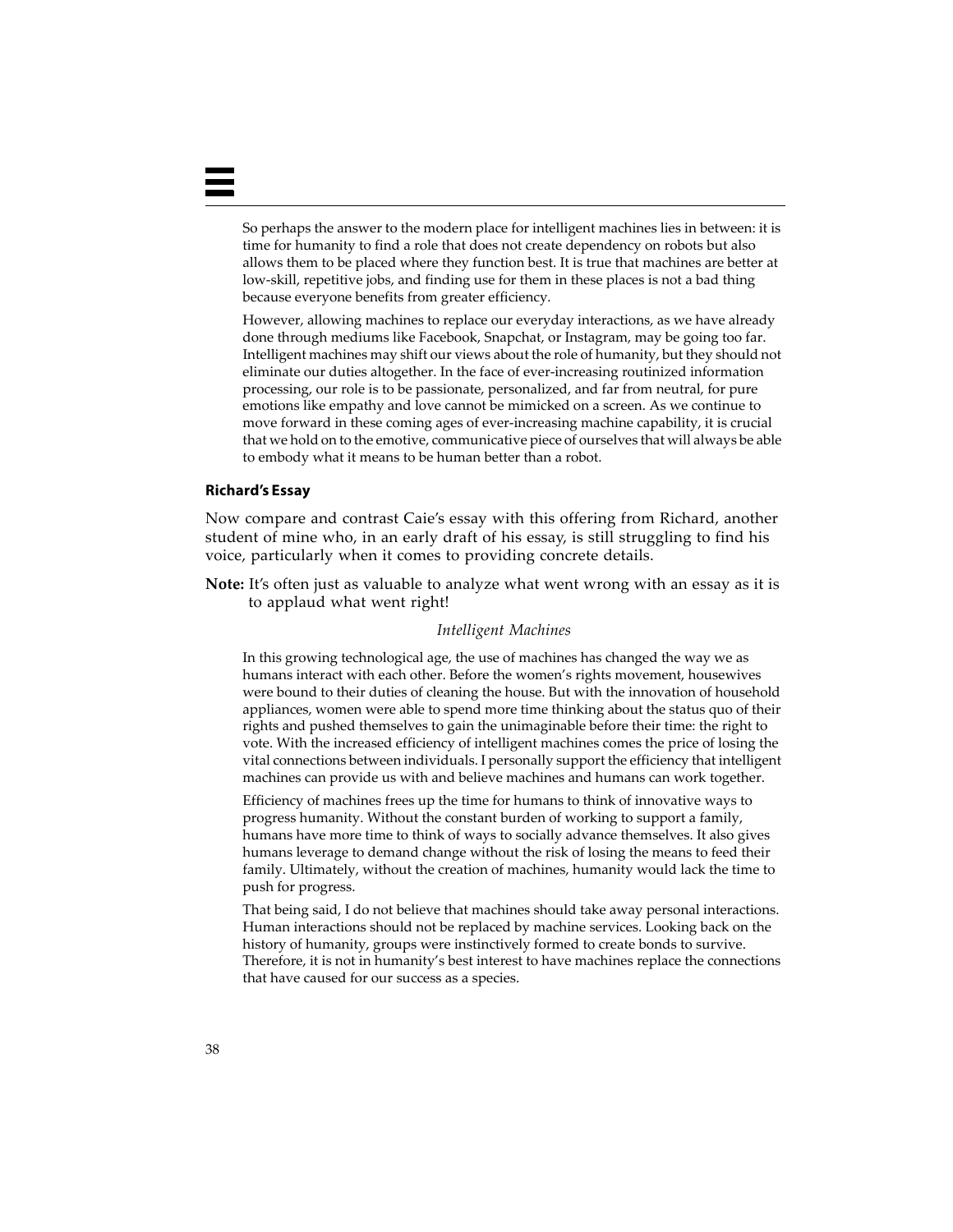So perhaps the answer to the modern place for intelligent machines lies in between: it is time for humanity to find a role that does not create dependency on robots but also allows them to be placed where they function best. It is true that machines are better at low-skill, repetitive jobs, and finding use for them in these places is not a bad thing because everyone benefits from greater efficiency.

However, allowing machines to replace our everyday interactions, as we have already done through mediums like Facebook, Snapchat, or Instagram, may be going too far. Intelligent machines may shift our views about the role of humanity, but they should not eliminate our duties altogether. In the face of ever-increasing routinized information processing, our role is to be passionate, personalized, and far from neutral, for pure emotions like empathy and love cannot be mimicked on a screen. As we continue to move forward in these coming ages of ever-increasing machine capability, it is crucial that we hold on to the emotive, communicative piece of ourselves that will always be able to embody what it means to be human better than a robot.

### Richard's Essay

Now compare and contrast Caie's essay with this offering from Richard, another student of mine who, in an early draft of his essay, is still struggling to find his voice, particularly when it comes to providing concrete details.

**Note:** It's often just as valuable to analyze what went wrong with an essay as it is to applaud what went right!

*Intelligent Machines*

In this growing technological age, the use of machines has changed the way we as humans interact with each other. Before the women's rights movement, housewives were bound to their duties of cleaning the house. But with the innovation of household appliances, women were able to spend more time thinking about the status quo of their rights and pushed themselves to gain the unimaginable before their time: the right to vote. With the increased efficiency of intelligent machines comes the price of losing the vital connections between individuals. I personally support the efficiency that intelligent machines can provide us with and believe machines and humans can work together.

Efficiency of machines frees up the time for humans to think of innovative ways to progress humanity. Without the constant burden of working to support a family, humans have more time to think of ways to socially advance themselves. It also gives humans leverage to demand change without the risk of losing the means to feed their family. Ultimately, without the creation of machines, humanity would lack the time to push for progress.

That being said, I do not believe that machines should take away personal interactions. Human interactions should not be replaced by machine services. Looking back on the history of humanity, groups were instinctively formed to create bonds to survive. Therefore, it is not in humanity's best interest to have machines replace the connections that have caused for our success as a species.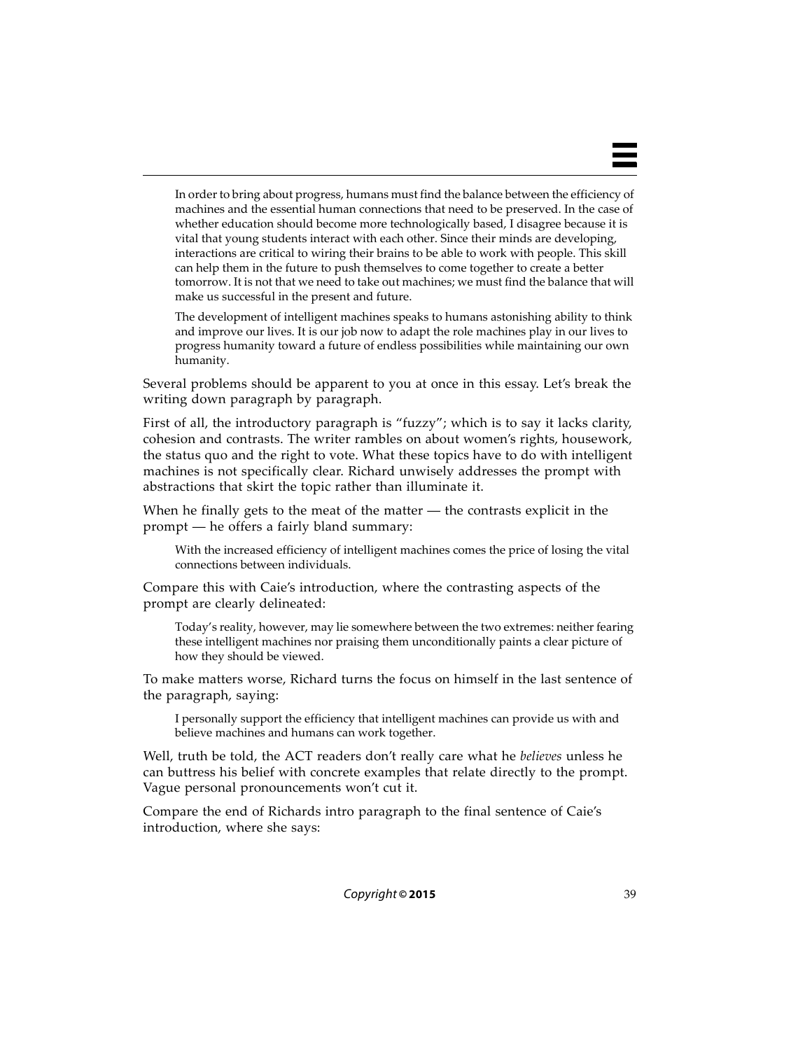> In order to bring about progress, humans must find the balance between the efficiency of machines and the essential human connections that need to be preserved. In the case of whether education should become more technologically based, I disagree because it is vital that young students interact with each other. Since their minds are developing, interactions are critical to wiring their brains to be able to work with people. This skill can help them in the future to push themselves to come together to create a better tomorrow. It is not that we need to take out machines; we must find the balance that will make us successful in the present and future.
>
> The development of intelligent machines speaks to humans astonishing ability to think and improve our lives. It is our job now to adapt the role machines play in our lives to progress humanity toward a future of endless possibilities while maintaining our own humanity.

Several problems should be apparent to you at once in this essay. Let's break the writing down paragraph by paragraph.

First of all, the introductory paragraph is "fuzzy"; which is to say it lacks clarity, cohesion and contrasts. The writer rambles on about women's rights, housework, the status quo and the right to vote. What these topics have to do with intelligent machines is not specifically clear. Richard unwisely addresses the prompt with abstractions that skirt the topic rather than illuminate it.

When he finally gets to the meat of the matter — the contrasts explicit in the prompt — he offers a fairly bland summary:

> With the increased efficiency of intelligent machines comes the price of losing the vital connections between individuals.

Compare this with Caie's introduction, where the contrasting aspects of the prompt are clearly delineated:

> Today's reality, however, may lie somewhere between the two extremes: neither fearing these intelligent machines nor praising them unconditionally paints a clear picture of how they should be viewed.

To make matters worse, Richard turns the focus on himself in the last sentence of the paragraph, saying:

> I personally support the efficiency that intelligent machines can provide us with and believe machines and humans can work together.

Well, truth be told, the ACT readers don't really care what he *believes* unless he can buttress his belief with concrete examples that relate directly to the prompt. Vague personal pronouncements won't cut it.

Compare the end of Richards intro paragraph to the final sentence of Caie's introduction, where she says: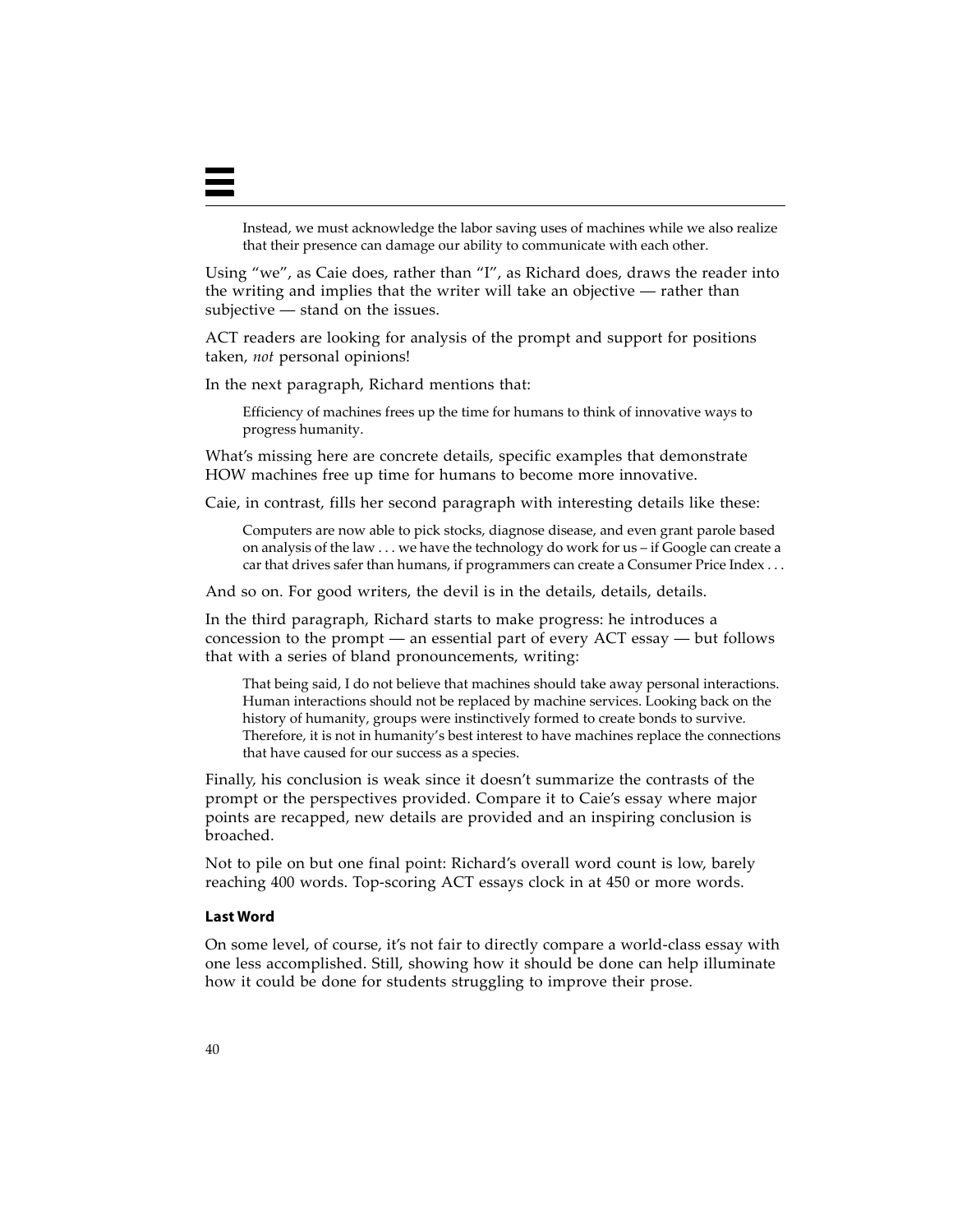> Instead, we must acknowledge the labor saving uses of machines while we also realize that their presence can damage our ability to communicate with each other.

Using "we", as Caie does, rather than "I", as Richard does, draws the reader into the writing and implies that the writer will take an objective — rather than subjective — stand on the issues.

ACT readers are looking for analysis of the prompt and support for positions taken, *not* personal opinions!

In the next paragraph, Richard mentions that:

> Efficiency of machines frees up the time for humans to think of innovative ways to progress humanity.

What's missing here are concrete details, specific examples that demonstrate HOW machines free up time for humans to become more innovative.

Caie, in contrast, fills her second paragraph with interesting details like these:

> Computers are now able to pick stocks, diagnose disease, and even grant parole based on analysis of the law . . . we have the technology do work for us – if Google can create a car that drives safer than humans, if programmers can create a Consumer Price Index . . .

And so on. For good writers, the devil is in the details, details, details.

In the third paragraph, Richard starts to make progress: he introduces a concession to the prompt — an essential part of every ACT essay — but follows that with a series of bland pronouncements, writing:

> That being said, I do not believe that machines should take away personal interactions. Human interactions should not be replaced by machine services. Looking back on the history of humanity, groups were instinctively formed to create bonds to survive. Therefore, it is not in humanity's best interest to have machines replace the connections that have caused for our success as a species.

Finally, his conclusion is weak since it doesn't summarize the contrasts of the prompt or the perspectives provided. Compare it to Caie's essay where major points are recapped, new details are provided and an inspiring conclusion is broached.

Not to pile on but one final point: Richard's overall word count is low, barely reaching 400 words. Top-scoring ACT essays clock in at 450 or more words.

### Last Word

On some level, of course, it's not fair to directly compare a world-class essay with one less accomplished. Still, showing how it should be done can help illuminate how it could be done for students struggling to improve their prose.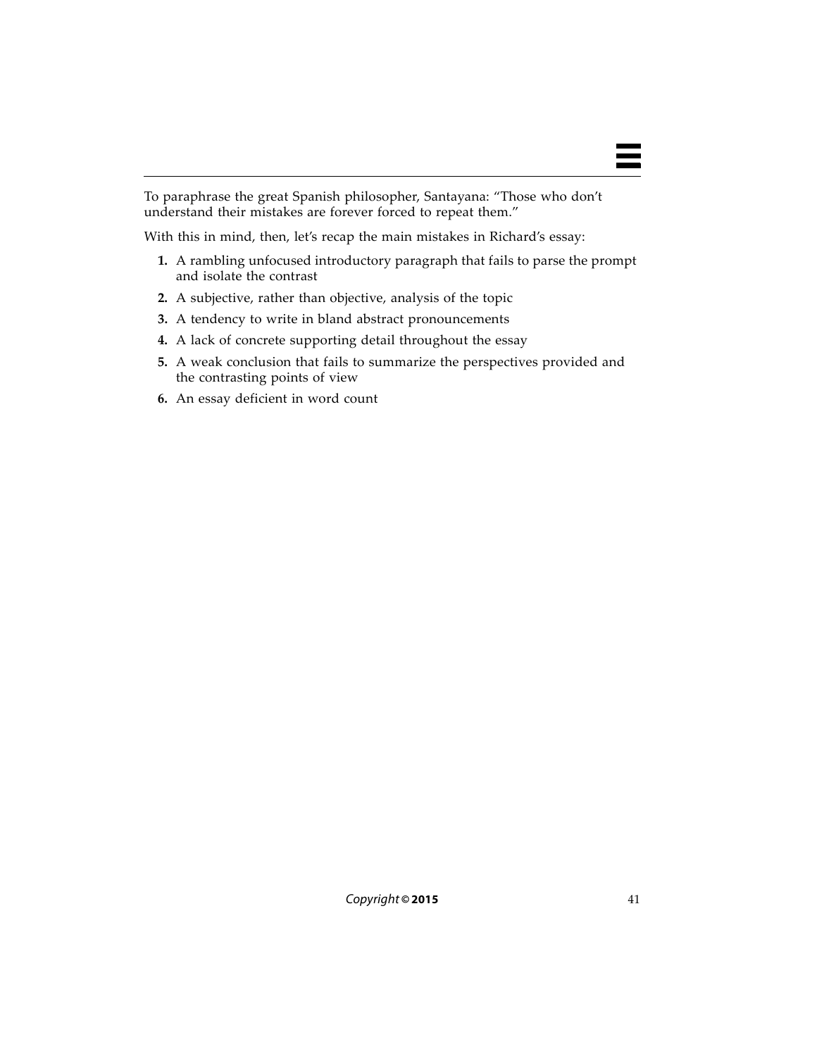To paraphrase the great Spanish philosopher, Santayana: “Those who don't understand their mistakes are forever forced to repeat them.”

With this in mind, then, let's recap the main mistakes in Richard's essay:

1. A rambling unfocused introductory paragraph that fails to parse the prompt and isolate the contrast
2. A subjective, rather than objective, analysis of the topic
3. A tendency to write in bland abstract pronouncements
4. A lack of concrete supporting detail throughout the essay
5. A weak conclusion that fails to summarize the perspectives provided and the contrasting points of view
6. An essay deficient in word count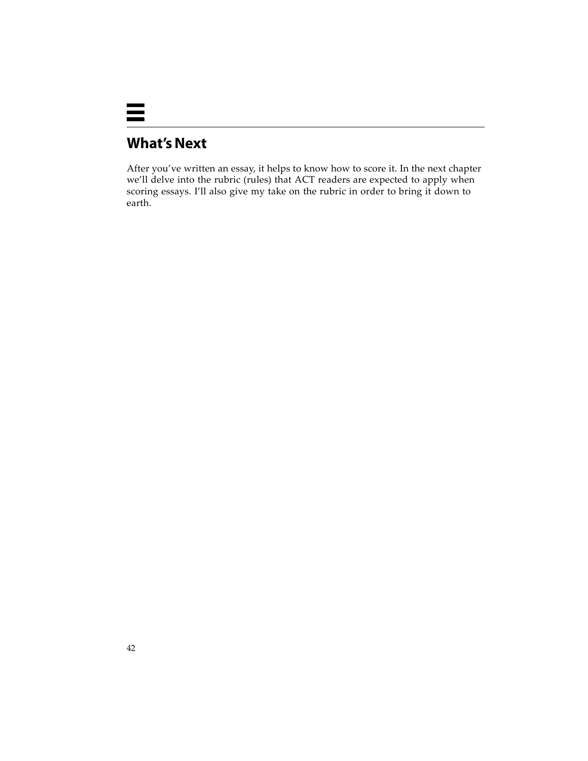## What's Next

After you've written an essay, it helps to know how to score it. In the next chapter we'll delve into the rubric (rules) that ACT readers are expected to apply when scoring essays. I'll also give my take on the rubric in order to bring it down to earth.